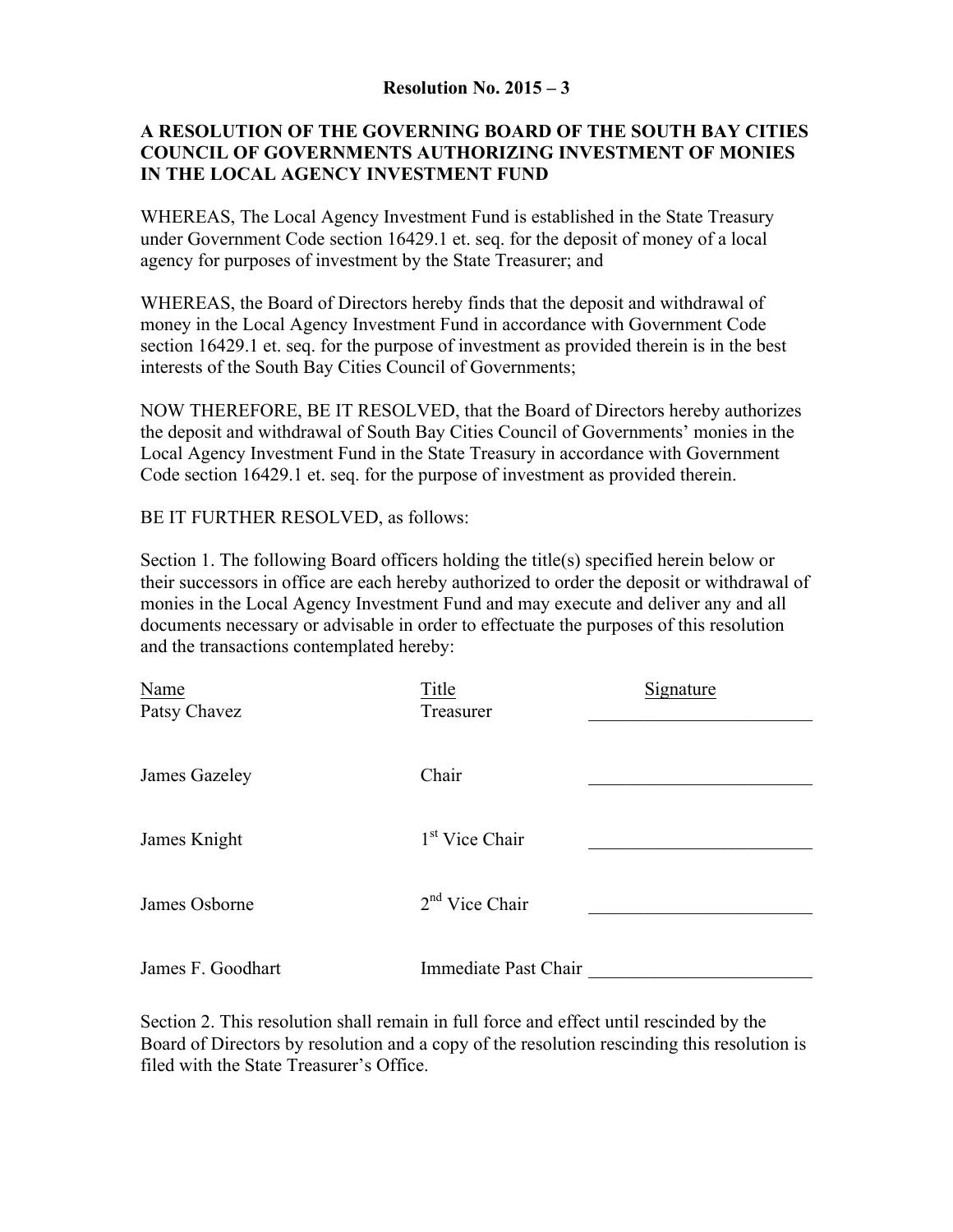**Resolution No. 2015 – 3**

**A RESOLUTION OF THE GOVERNING BOARD OF THE SOUTH BAY CITIES COUNCIL OF GOVERNMENTS AUTHORIZING INVESTMENT OF MONIES IN THE LOCAL AGENCY INVESTMENT FUND**

WHEREAS, The Local Agency Investment Fund is established in the State Treasury under Government Code section 16429.1 et. seq. for the deposit of money of a local agency for purposes of investment by the State Treasurer; and

WHEREAS, the Board of Directors hereby finds that the deposit and withdrawal of money in the Local Agency Investment Fund in accordance with Government Code section 16429.1 et. seq. for the purpose of investment as provided therein is in the best interests of the South Bay Cities Council of Governments;

NOW THEREFORE, BE IT RESOLVED, that the Board of Directors hereby authorizes the deposit and withdrawal of South Bay Cities Council of Governments' monies in the Local Agency Investment Fund in the State Treasury in accordance with Government Code section 16429.1 et. seq. for the purpose of investment as provided therein.

BE IT FURTHER RESOLVED, as follows:

Section 1. The following Board officers holding the title(s) specified herein below or their successors in office are each hereby authorized to order the deposit or withdrawal of monies in the Local Agency Investment Fund and may execute and deliver any and all documents necessary or advisable in order to effectuate the purposes of this resolution and the transactions contemplated hereby:

| Name | Title | Signature |
|---|---|---|
| Patsy Chavez | Treasurer | ________________________ |
| James Gazeley | Chair | ________________________ |
| James Knight | 1st Vice Chair | ________________________ |
| James Osborne | 2nd Vice Chair | ________________________ |
| James F. Goodhart | Immediate Past Chair | ________________________ |

Section 2. This resolution shall remain in full force and effect until rescinded by the Board of Directors by resolution and a copy of the resolution rescinding this resolution is filed with the State Treasurer's Office.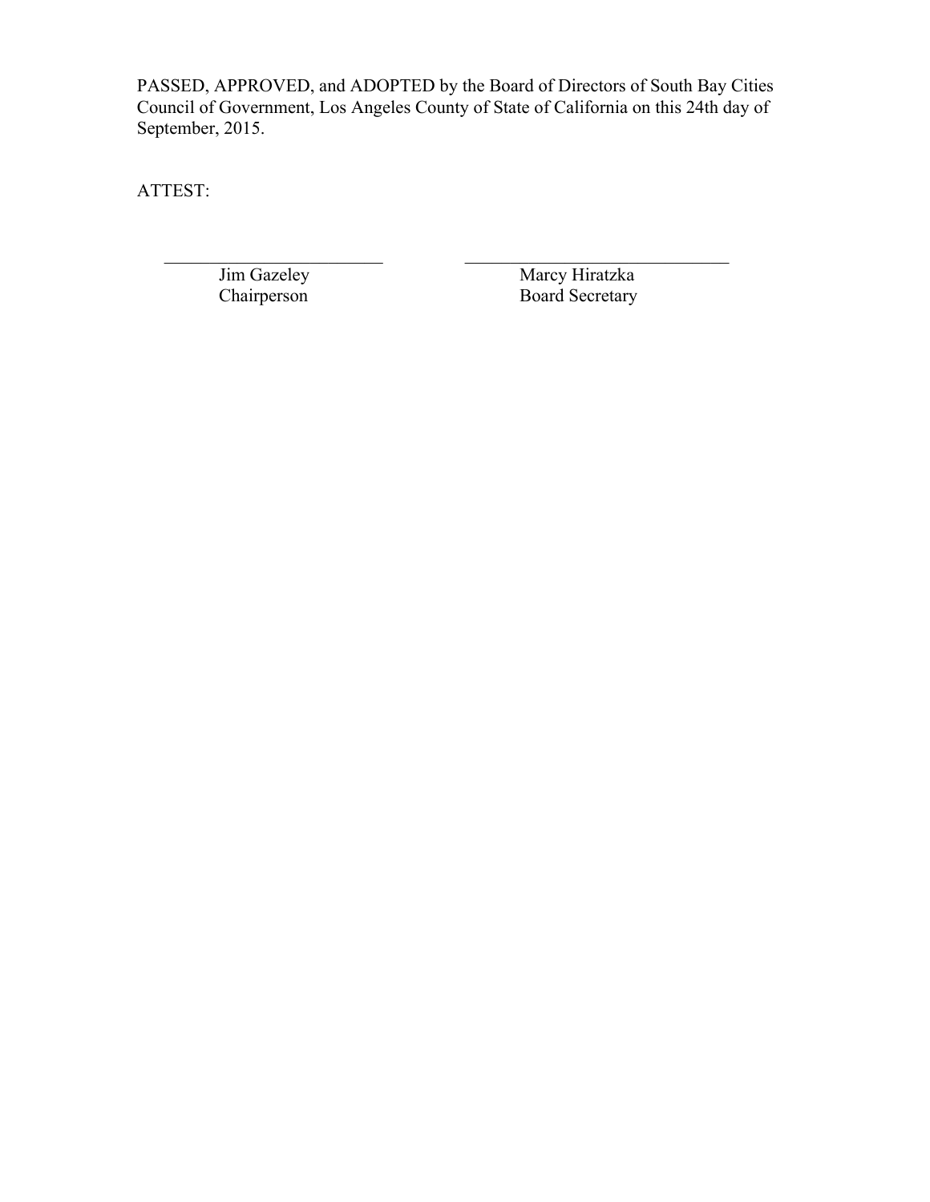PASSED, APPROVED, and ADOPTED by the Board of Directors of South Bay Cities Council of Government, Los Angeles County of State of California on this 24th day of September, 2015.

ATTEST:

| | |
|---|---|
| \_\_\_\_\_\_\_\_\_\_\_\_\_\_\_\_\_\_\_\_\_\_\_\_\_\_ | \_\_\_\_\_\_\_\_\_\_\_\_\_\_\_\_\_\_\_\_\_\_\_\_\_\_\_\_\_\_\_ |
| Jim Gazeley | Marcy Hiratzka |
| Chairperson | Board Secretary |